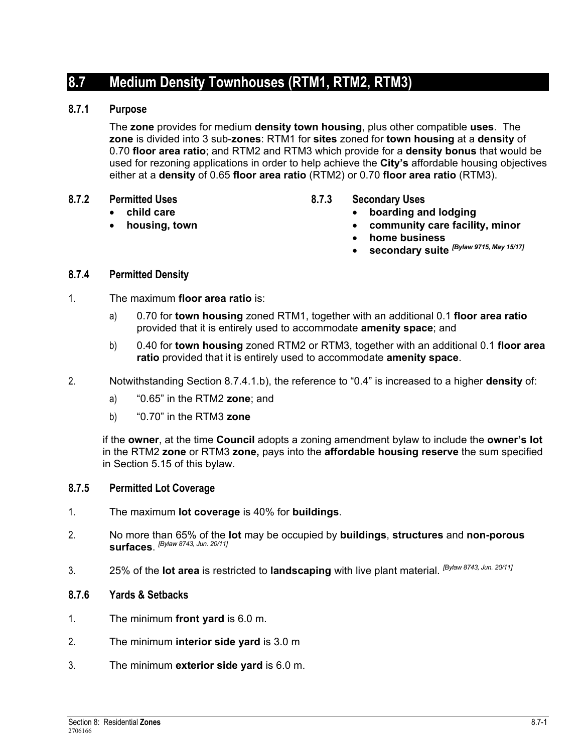# 8.7 Medium Density Townhouses (RTM1, RTM2, RTM3)

## 8.7.1 Purpose

The **zone** provides for medium **density town housing**, plus other compatible **uses**. The **zone** is divided into 3 sub-**zones**: RTM1 for **sites** zoned for **town housing** at a **density** of 0.70 **floor area ratio**; and RTM2 and RTM3 which provide for a **density bonus** that would be used for rezoning applications in order to help achieve the **City's** affordable housing objectives either at a **density** of 0.65 **floor area ratio** (RTM2) or 0.70 **floor area ratio** (RTM3).

## 8.7.2 Permitted Uses

- **child care**
- **housing, town**

## 8.7.3 Secondary Uses

- **boarding and lodging**
- **community care facility, minor**
- **home business**
- **secondary suite** *[Bylaw 9715, May 15/17]*

## 8.7.4 Permitted Density

1. The maximum **floor area ratio** is:
   a) 0.70 for **town housing** zoned RTM1, together with an additional 0.1 **floor area ratio** provided that it is entirely used to accommodate **amenity space**; and
   b) 0.40 for **town housing** zoned RTM2 or RTM3, together with an additional 0.1 **floor area ratio** provided that it is entirely used to accommodate **amenity space**.

2. Notwithstanding Section 8.7.4.1.b), the reference to "0.4" is increased to a higher **density** of:
   a) "0.65" in the RTM2 **zone**; and
   b) "0.70" in the RTM3 **zone**

   if the **owner**, at the time **Council** adopts a zoning amendment bylaw to include the **owner's lot** in the RTM2 **zone** or RTM3 **zone,** pays into the **affordable housing reserve** the sum specified in Section 5.15 of this bylaw.

## 8.7.5 Permitted Lot Coverage

1. The maximum **lot coverage** is 40% for **buildings**.
2. No more than 65% of the **lot** may be occupied by **buildings**, **structures** and **non-porous surfaces**. *[Bylaw 8743, Jun. 20/11]*
3. 25% of the **lot area** is restricted to **landscaping** with live plant material. *[Bylaw 8743, Jun. 20/11]*

## 8.7.6 Yards & Setbacks

1. The minimum **front yard** is 6.0 m.
2. The minimum **interior side yard** is 3.0 m
3. The minimum **exterior side yard** is 6.0 m.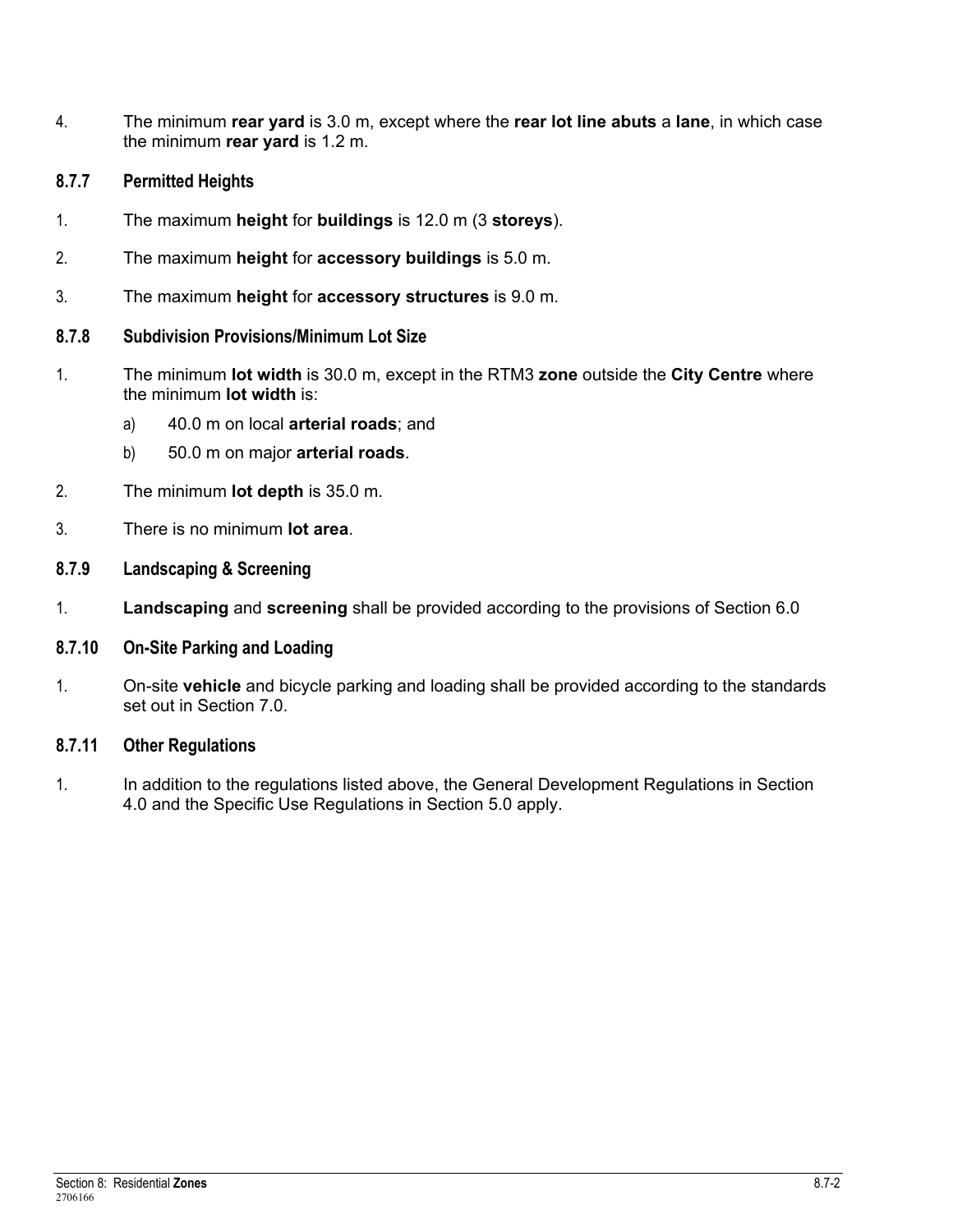4. The minimum **rear yard** is 3.0 m, except where the **rear lot line abuts** a **lane**, in which case the minimum **rear yard** is 1.2 m.

### 8.7.7 Permitted Heights

1. The maximum **height** for **buildings** is 12.0 m (3 **storeys**).

2. The maximum **height** for **accessory buildings** is 5.0 m.

3. The maximum **height** for **accessory structures** is 9.0 m.

### 8.7.8 Subdivision Provisions/Minimum Lot Size

1. The minimum **lot width** is 30.0 m, except in the RTM3 **zone** outside the **City Centre** where the minimum **lot width** is:
   a) 40.0 m on local **arterial roads**; and
   b) 50.0 m on major **arterial roads**.

2. The minimum **lot depth** is 35.0 m.

3. There is no minimum **lot area**.

### 8.7.9 Landscaping & Screening

1. **Landscaping** and **screening** shall be provided according to the provisions of Section 6.0

### 8.7.10 On-Site Parking and Loading

1. On-site **vehicle** and bicycle parking and loading shall be provided according to the standards set out in Section 7.0.

### 8.7.11 Other Regulations

1. In addition to the regulations listed above, the General Development Regulations in Section 4.0 and the Specific Use Regulations in Section 5.0 apply.